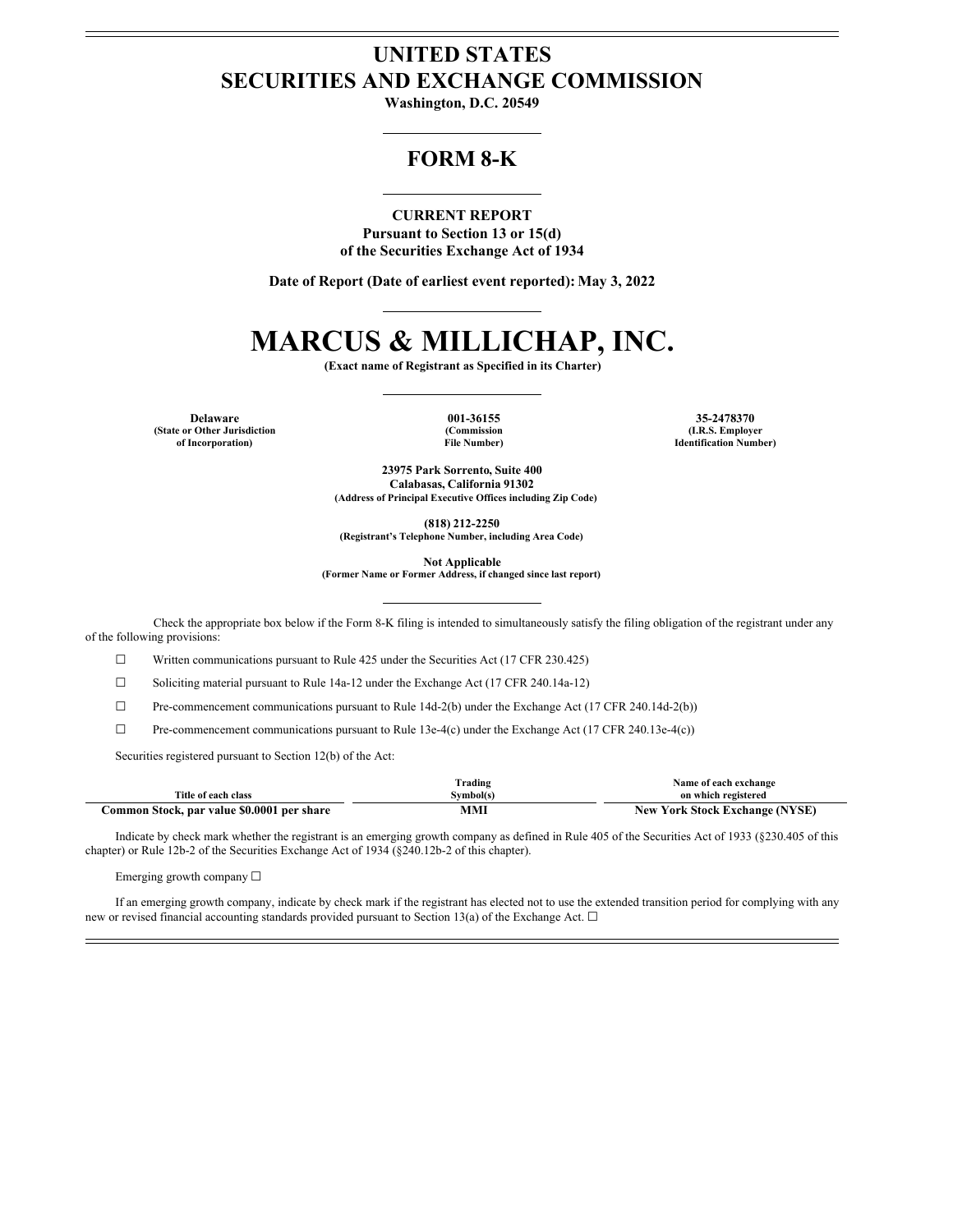# UNITED STATES
# SECURITIES AND EXCHANGE COMMISSION

**Washington, D.C. 20549**

## FORM 8-K

**CURRENT REPORT**
**Pursuant to Section 13 or 15(d)**
**of the Securities Exchange Act of 1934**

**Date of Report (Date of earliest event reported): May 3, 2022**

# MARCUS & MILLICHAP, INC.

**(Exact name of Registrant as Specified in its Charter)**

| Delaware | 001-36155 | 35-2478370 |
|---|---|---|
| (State or Other Jurisdiction of Incorporation) | (Commission File Number) | (I.R.S. Employer Identification Number) |

**23975 Park Sorrento, Suite 400**
**Calabasas, California 91302**
**(Address of Principal Executive Offices including Zip Code)**

**(818) 212-2250**
**(Registrant's Telephone Number, including Area Code)**

**Not Applicable**
**(Former Name or Former Address, if changed since last report)**

Check the appropriate box below if the Form 8-K filing is intended to simultaneously satisfy the filing obligation of the registrant under any of the following provisions:

☐ Written communications pursuant to Rule 425 under the Securities Act (17 CFR 230.425)

☐ Soliciting material pursuant to Rule 14a-12 under the Exchange Act (17 CFR 240.14a-12)

☐ Pre-commencement communications pursuant to Rule 14d-2(b) under the Exchange Act (17 CFR 240.14d-2(b))

☐ Pre-commencement communications pursuant to Rule 13e-4(c) under the Exchange Act (17 CFR 240.13e-4(c))

Securities registered pursuant to Section 12(b) of the Act:

| Title of each class | Trading Symbol(s) | Name of each exchange on which registered |
|---|---|---|
| Common Stock, par value $0.0001 per share | MMI | New York Stock Exchange (NYSE) |

Indicate by check mark whether the registrant is an emerging growth company as defined in Rule 405 of the Securities Act of 1933 (§230.405 of this chapter) or Rule 12b-2 of the Securities Exchange Act of 1934 (§240.12b-2 of this chapter).

Emerging growth company ☐

If an emerging growth company, indicate by check mark if the registrant has elected not to use the extended transition period for complying with any new or revised financial accounting standards provided pursuant to Section 13(a) of the Exchange Act. ☐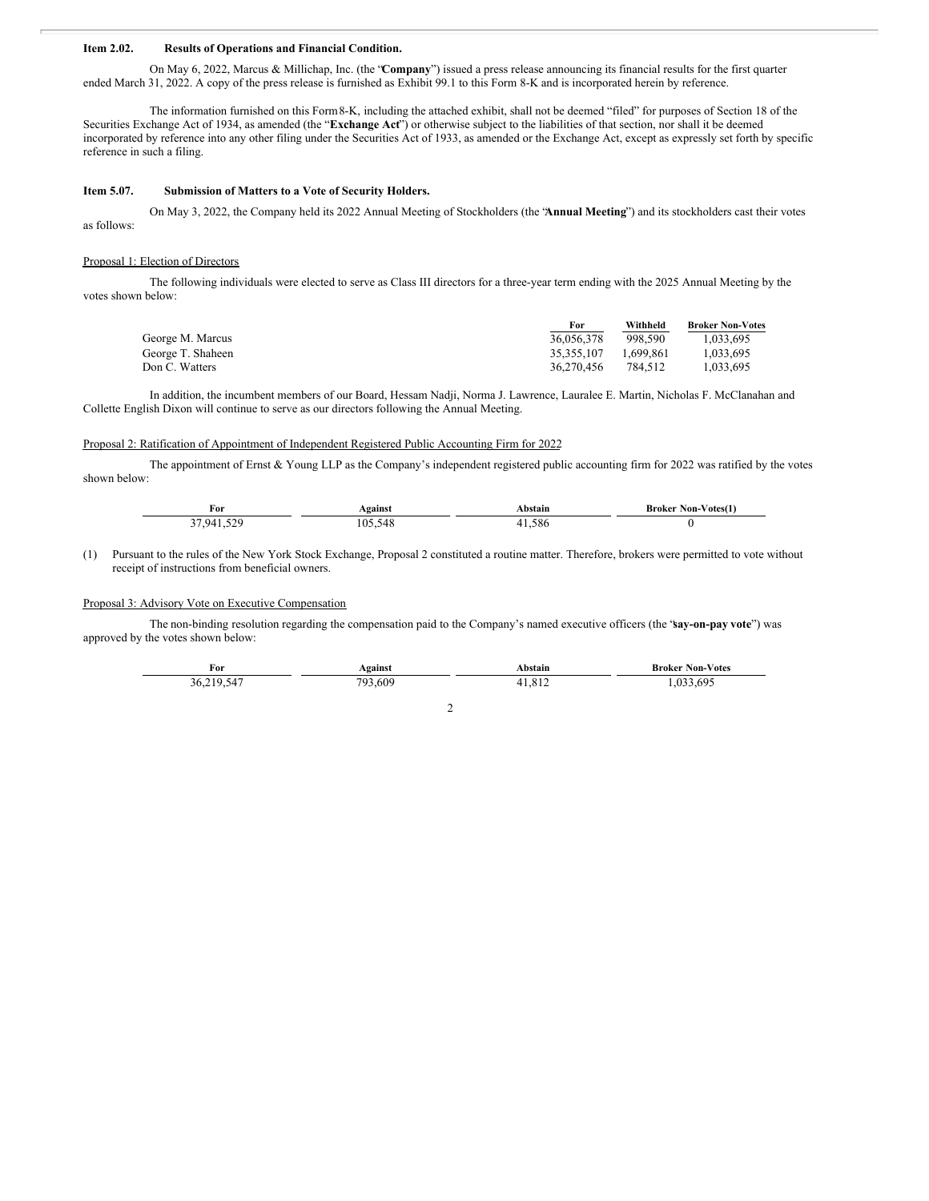**Item 2.02. Results of Operations and Financial Condition.**

On May 6, 2022, Marcus & Millichap, Inc. (the "**Company**") issued a press release announcing its financial results for the first quarter ended March 31, 2022. A copy of the press release is furnished as Exhibit 99.1 to this Form 8-K and is incorporated herein by reference.

The information furnished on this Form 8-K, including the attached exhibit, shall not be deemed "filed" for purposes of Section 18 of the Securities Exchange Act of 1934, as amended (the "**Exchange Act**") or otherwise subject to the liabilities of that section, nor shall it be deemed incorporated by reference into any other filing under the Securities Act of 1933, as amended or the Exchange Act, except as expressly set forth by specific reference in such a filing.

**Item 5.07. Submission of Matters to a Vote of Security Holders.**

On May 3, 2022, the Company held its 2022 Annual Meeting of Stockholders (the "**Annual Meeting**") and its stockholders cast their votes as follows:

Proposal 1: Election of Directors

The following individuals were elected to serve as Class III directors for a three-year term ending with the 2025 Annual Meeting by the votes shown below:

| | For | Withheld | Broker Non-Votes |
|---|---|---|---|
| George M. Marcus | 36,056,378 | 998,590 | 1,033,695 |
| George T. Shaheen | 35,355,107 | 1,699,861 | 1,033,695 |
| Don C. Watters | 36,270,456 | 784,512 | 1,033,695 |

In addition, the incumbent members of our Board, Hessam Nadji, Norma J. Lawrence, Lauralee E. Martin, Nicholas F. McClanahan and Collette English Dixon will continue to serve as our directors following the Annual Meeting.

Proposal 2: Ratification of Appointment of Independent Registered Public Accounting Firm for 2022

The appointment of Ernst & Young LLP as the Company's independent registered public accounting firm for 2022 was ratified by the votes shown below:

| For | Against | Abstain | Broker Non-Votes(1) |
|---|---|---|---|
| 37,941,529 | 105,548 | 41,586 | 0 |

(1) Pursuant to the rules of the New York Stock Exchange, Proposal 2 constituted a routine matter. Therefore, brokers were permitted to vote without receipt of instructions from beneficial owners.

Proposal 3: Advisory Vote on Executive Compensation

The non-binding resolution regarding the compensation paid to the Company's named executive officers (the "**say-on-pay vote**") was approved by the votes shown below:

| For | Against | Abstain | Broker Non-Votes |
|---|---|---|---|
| 36,219,547 | 793,609 | 41,812 | 1,033,695 |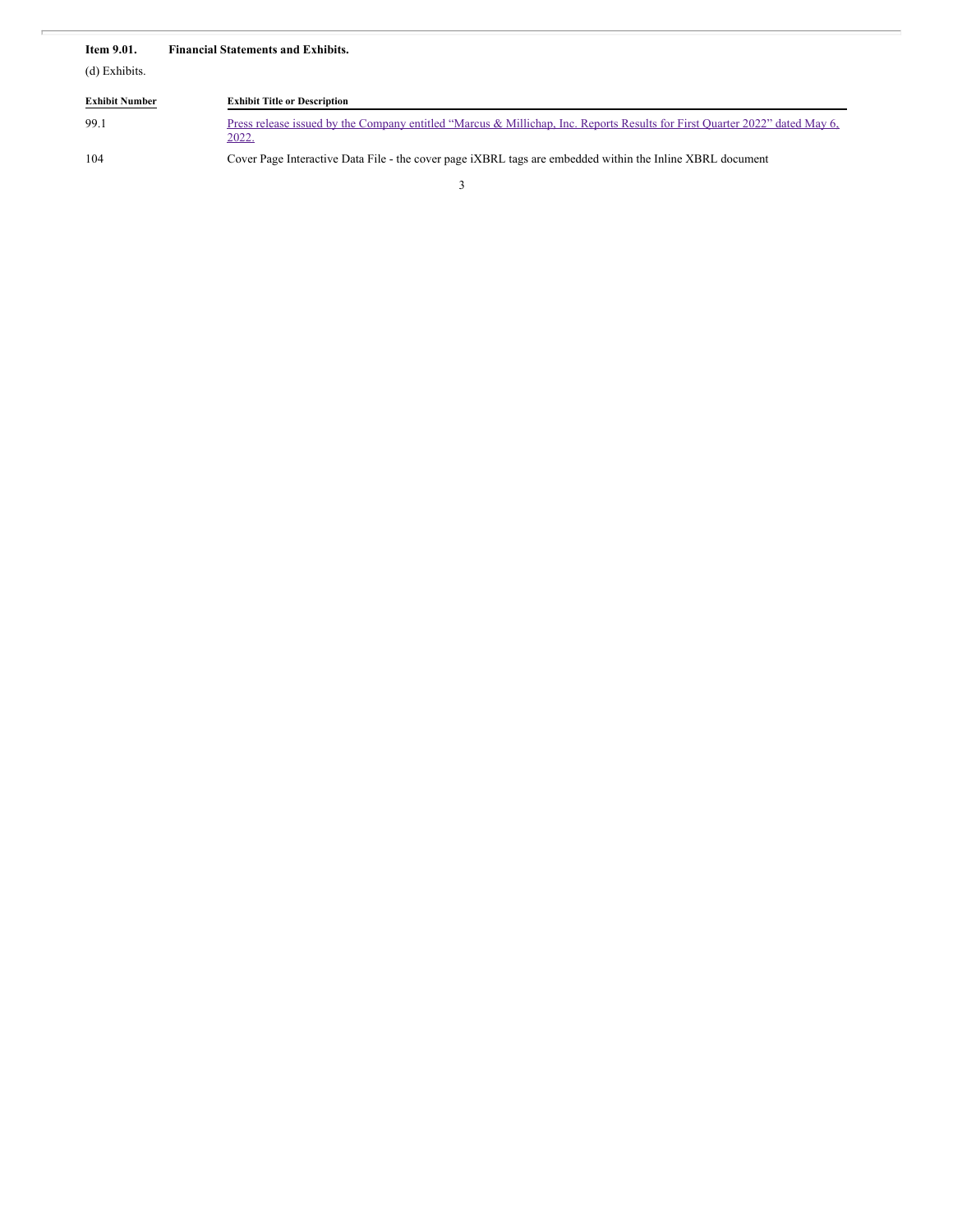**Item 9.01. Financial Statements and Exhibits.**

(d) Exhibits.

| Exhibit Number | Exhibit Title or Description |
|---|---|
| 99.1 | Press release issued by the Company entitled "Marcus & Millichap, Inc. Reports Results for First Quarter 2022" dated May 6, 2022. |
| 104 | Cover Page Interactive Data File - the cover page iXBRL tags are embedded within the Inline XBRL document |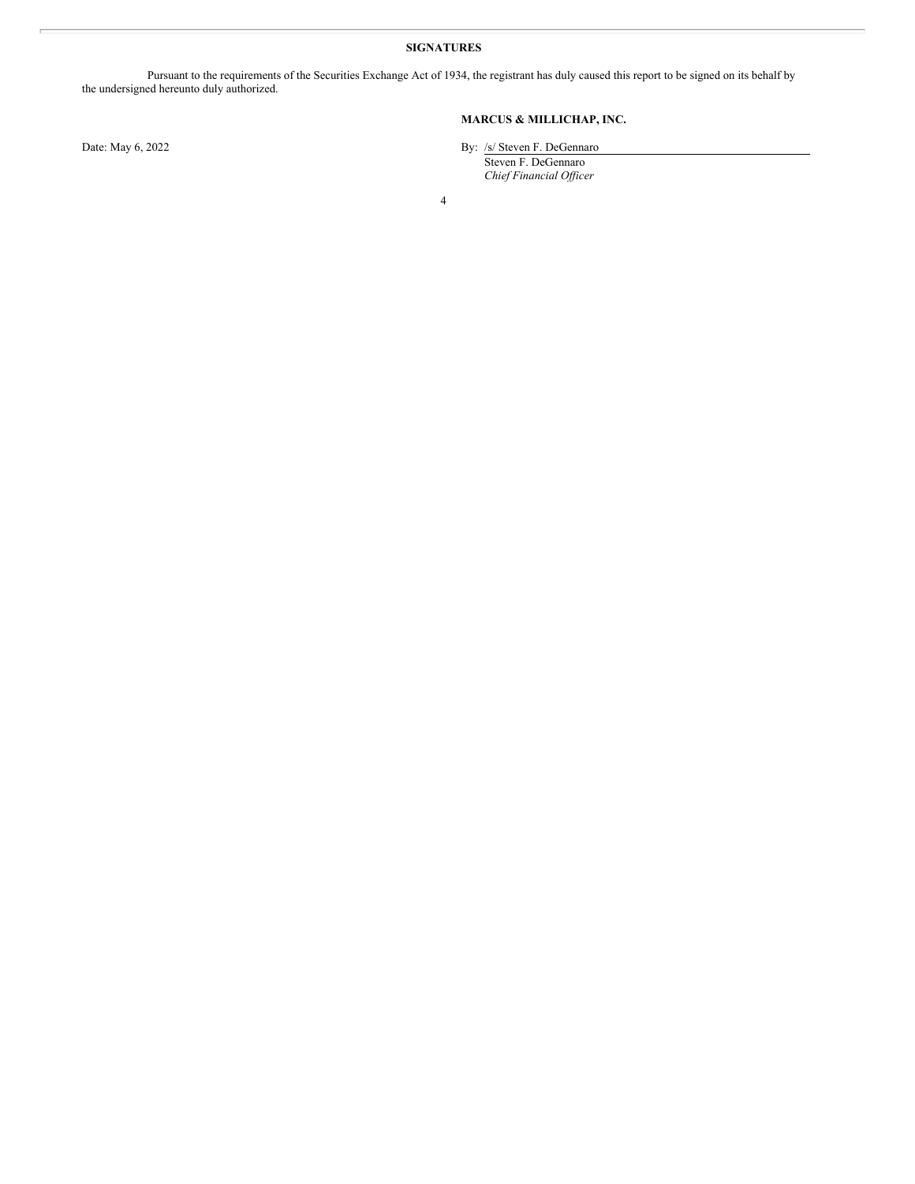**SIGNATURES**

Pursuant to the requirements of the Securities Exchange Act of 1934, the registrant has duly caused this report to be signed on its behalf by the undersigned hereunto duly authorized.

**MARCUS & MILLICHAP, INC.**

Date: May 6, 2022

By: /s/ Steven F. DeGennaro
Steven F. DeGennaro
*Chief Financial Officer*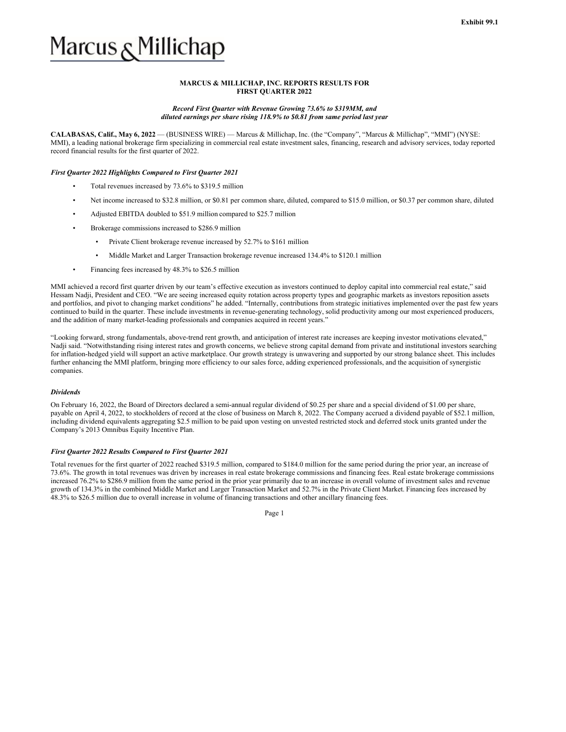Exhibit 99.1

Marcus & Millichap

**MARCUS & MILLICHAP, INC. REPORTS RESULTS FOR FIRST QUARTER 2022**

***Record First Quarter with Revenue Growing 73.6% to $319MM, and diluted earnings per share rising 118.9% to $0.81 from same period last year***

**CALABASAS, Calif., May 6, 2022** — (BUSINESS WIRE) — Marcus & Millichap, Inc. (the "Company", "Marcus & Millichap", "MMI") (NYSE: MMI), a leading national brokerage firm specializing in commercial real estate investment sales, financing, research and advisory services, today reported record financial results for the first quarter of 2022.

***First Quarter 2022 Highlights Compared to First Quarter 2021***

- Total revenues increased by 73.6% to $319.5 million
- Net income increased to $32.8 million, or $0.81 per common share, diluted, compared to $15.0 million, or $0.37 per common share, diluted
- Adjusted EBITDA doubled to $51.9 million compared to $25.7 million
- Brokerage commissions increased to $286.9 million
  - Private Client brokerage revenue increased by 52.7% to $161 million
  - Middle Market and Larger Transaction brokerage revenue increased 134.4% to $120.1 million
- Financing fees increased by 48.3% to $26.5 million

MMI achieved a record first quarter driven by our team's effective execution as investors continued to deploy capital into commercial real estate," said Hessam Nadji, President and CEO. "We are seeing increased equity rotation across property types and geographic markets as investors reposition assets and portfolios, and pivot to changing market conditions" he added. "Internally, contributions from strategic initiatives implemented over the past few years continued to build in the quarter. These include investments in revenue-generating technology, solid productivity among our most experienced producers, and the addition of many market-leading professionals and companies acquired in recent years."

"Looking forward, strong fundamentals, above-trend rent growth, and anticipation of interest rate increases are keeping investor motivations elevated," Nadji said. "Notwithstanding rising interest rates and growth concerns, we believe strong capital demand from private and institutional investors searching for inflation-hedged yield will support an active marketplace. Our growth strategy is unwavering and supported by our strong balance sheet. This includes further enhancing the MMI platform, bringing more efficiency to our sales force, adding experienced professionals, and the acquisition of synergistic companies.

***Dividends***

On February 16, 2022, the Board of Directors declared a semi-annual regular dividend of $0.25 per share and a special dividend of $1.00 per share, payable on April 4, 2022, to stockholders of record at the close of business on March 8, 2022. The Company accrued a dividend payable of $52.1 million, including dividend equivalents aggregating $2.5 million to be paid upon vesting on unvested restricted stock and deferred stock units granted under the Company's 2013 Omnibus Equity Incentive Plan.

***First Quarter 2022 Results Compared to First Quarter 2021***

Total revenues for the first quarter of 2022 reached $319.5 million, compared to $184.0 million for the same period during the prior year, an increase of 73.6%. The growth in total revenues was driven by increases in real estate brokerage commissions and financing fees. Real estate brokerage commissions increased 76.2% to $286.9 million from the same period in the prior year primarily due to an increase in overall volume of investment sales and revenue growth of 134.3% in the combined Middle Market and Larger Transaction Market and 52.7% in the Private Client Market. Financing fees increased by 48.3% to $26.5 million due to overall increase in volume of financing transactions and other ancillary financing fees.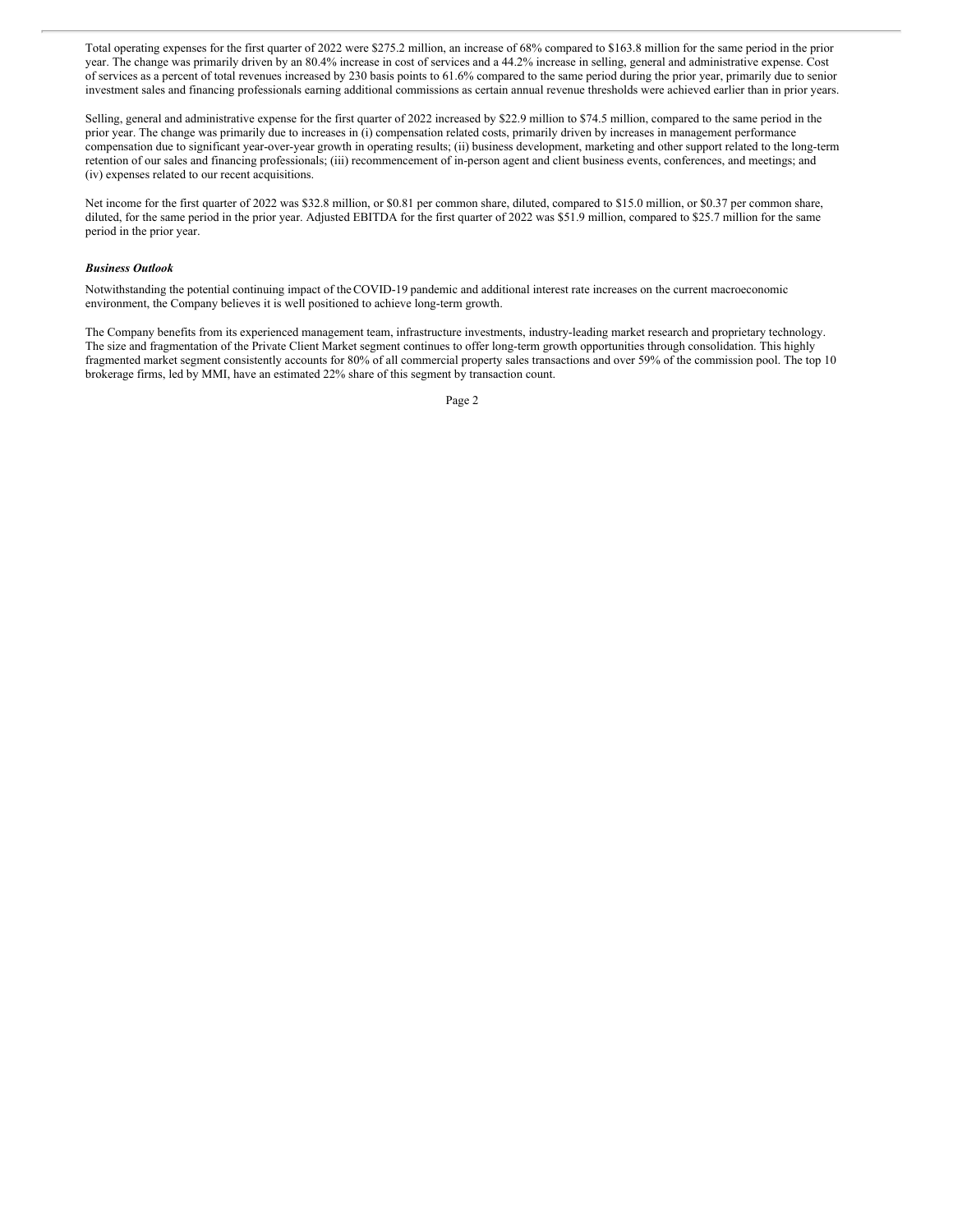Total operating expenses for the first quarter of 2022 were $275.2 million, an increase of 68% compared to $163.8 million for the same period in the prior year. The change was primarily driven by an 80.4% increase in cost of services and a 44.2% increase in selling, general and administrative expense. Cost of services as a percent of total revenues increased by 230 basis points to 61.6% compared to the same period during the prior year, primarily due to senior investment sales and financing professionals earning additional commissions as certain annual revenue thresholds were achieved earlier than in prior years.

Selling, general and administrative expense for the first quarter of 2022 increased by $22.9 million to $74.5 million, compared to the same period in the prior year. The change was primarily due to increases in (i) compensation related costs, primarily driven by increases in management performance compensation due to significant year-over-year growth in operating results; (ii) business development, marketing and other support related to the long-term retention of our sales and financing professionals; (iii) recommencement of in-person agent and client business events, conferences, and meetings; and (iv) expenses related to our recent acquisitions.

Net income for the first quarter of 2022 was $32.8 million, or $0.81 per common share, diluted, compared to $15.0 million, or $0.37 per common share, diluted, for the same period in the prior year. Adjusted EBITDA for the first quarter of 2022 was $51.9 million, compared to $25.7 million for the same period in the prior year.

***Business Outlook***

Notwithstanding the potential continuing impact of the COVID-19 pandemic and additional interest rate increases on the current macroeconomic environment, the Company believes it is well positioned to achieve long-term growth.

The Company benefits from its experienced management team, infrastructure investments, industry-leading market research and proprietary technology. The size and fragmentation of the Private Client Market segment continues to offer long-term growth opportunities through consolidation. This highly fragmented market segment consistently accounts for 80% of all commercial property sales transactions and over 59% of the commission pool. The top 10 brokerage firms, led by MMI, have an estimated 22% share of this segment by transaction count.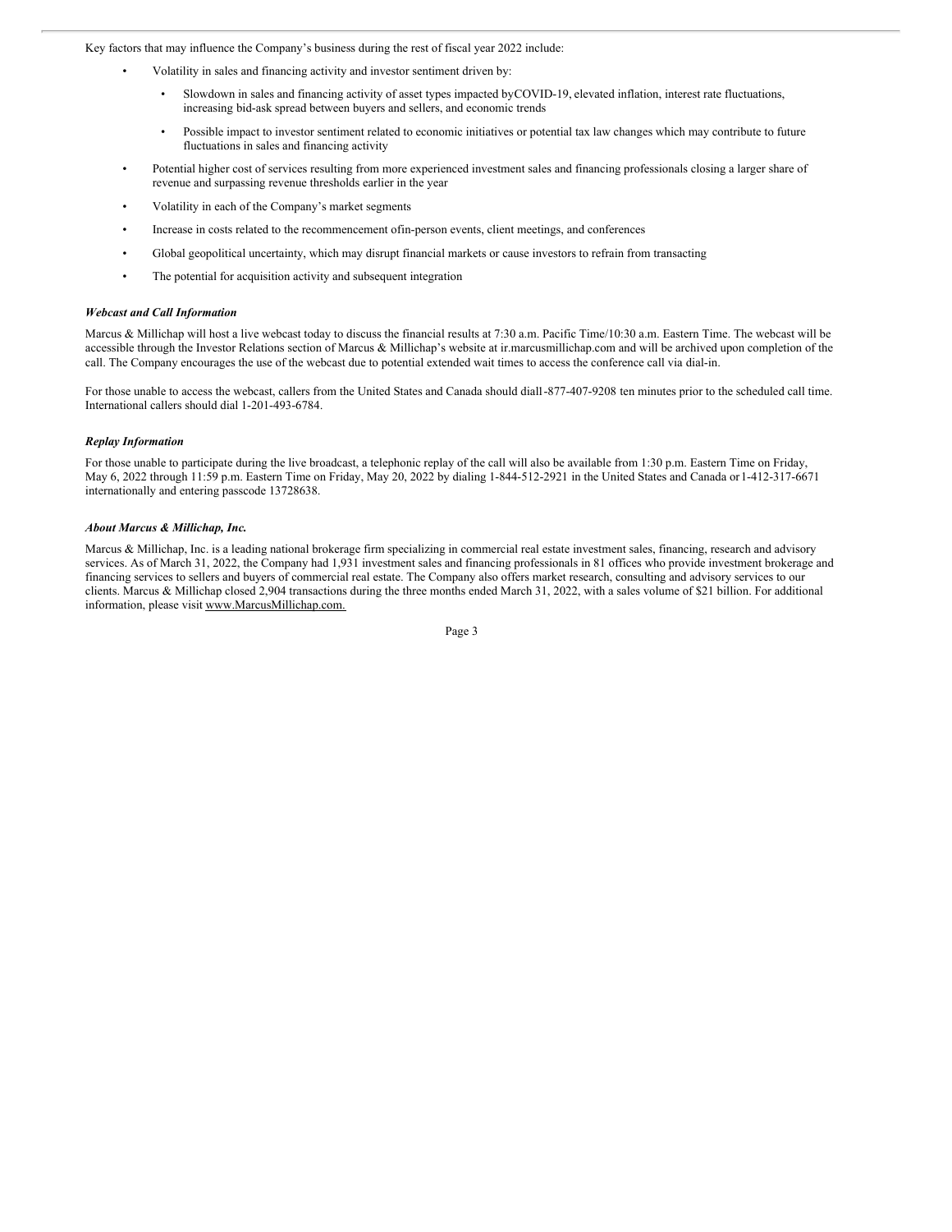Key factors that may influence the Company's business during the rest of fiscal year 2022 include:

- Volatility in sales and financing activity and investor sentiment driven by:
  - Slowdown in sales and financing activity of asset types impacted by COVID-19, elevated inflation, interest rate fluctuations, increasing bid-ask spread between buyers and sellers, and economic trends
  - Possible impact to investor sentiment related to economic initiatives or potential tax law changes which may contribute to future fluctuations in sales and financing activity
- Potential higher cost of services resulting from more experienced investment sales and financing professionals closing a larger share of revenue and surpassing revenue thresholds earlier in the year
- Volatility in each of the Company's market segments
- Increase in costs related to the recommencement of in-person events, client meetings, and conferences
- Global geopolitical uncertainty, which may disrupt financial markets or cause investors to refrain from transacting
- The potential for acquisition activity and subsequent integration

***Webcast and Call Information***

Marcus & Millichap will host a live webcast today to discuss the financial results at 7:30 a.m. Pacific Time/10:30 a.m. Eastern Time. The webcast will be accessible through the Investor Relations section of Marcus & Millichap's website at ir.marcusmillichap.com and will be archived upon completion of the call. The Company encourages the use of the webcast due to potential extended wait times to access the conference call via dial-in.

For those unable to access the webcast, callers from the United States and Canada should dial 1-877-407-9208 ten minutes prior to the scheduled call time. International callers should dial 1-201-493-6784.

***Replay Information***

For those unable to participate during the live broadcast, a telephonic replay of the call will also be available from 1:30 p.m. Eastern Time on Friday, May 6, 2022 through 11:59 p.m. Eastern Time on Friday, May 20, 2022 by dialing 1-844-512-2921 in the United States and Canada or 1-412-317-6671 internationally and entering passcode 13728638.

***About Marcus & Millichap, Inc.***

Marcus & Millichap, Inc. is a leading national brokerage firm specializing in commercial real estate investment sales, financing, research and advisory services. As of March 31, 2022, the Company had 1,931 investment sales and financing professionals in 81 offices who provide investment brokerage and financing services to sellers and buyers of commercial real estate. The Company also offers market research, consulting and advisory services to our clients. Marcus & Millichap closed 2,904 transactions during the three months ended March 31, 2022, with a sales volume of $21 billion. For additional information, please visit www.MarcusMillichap.com.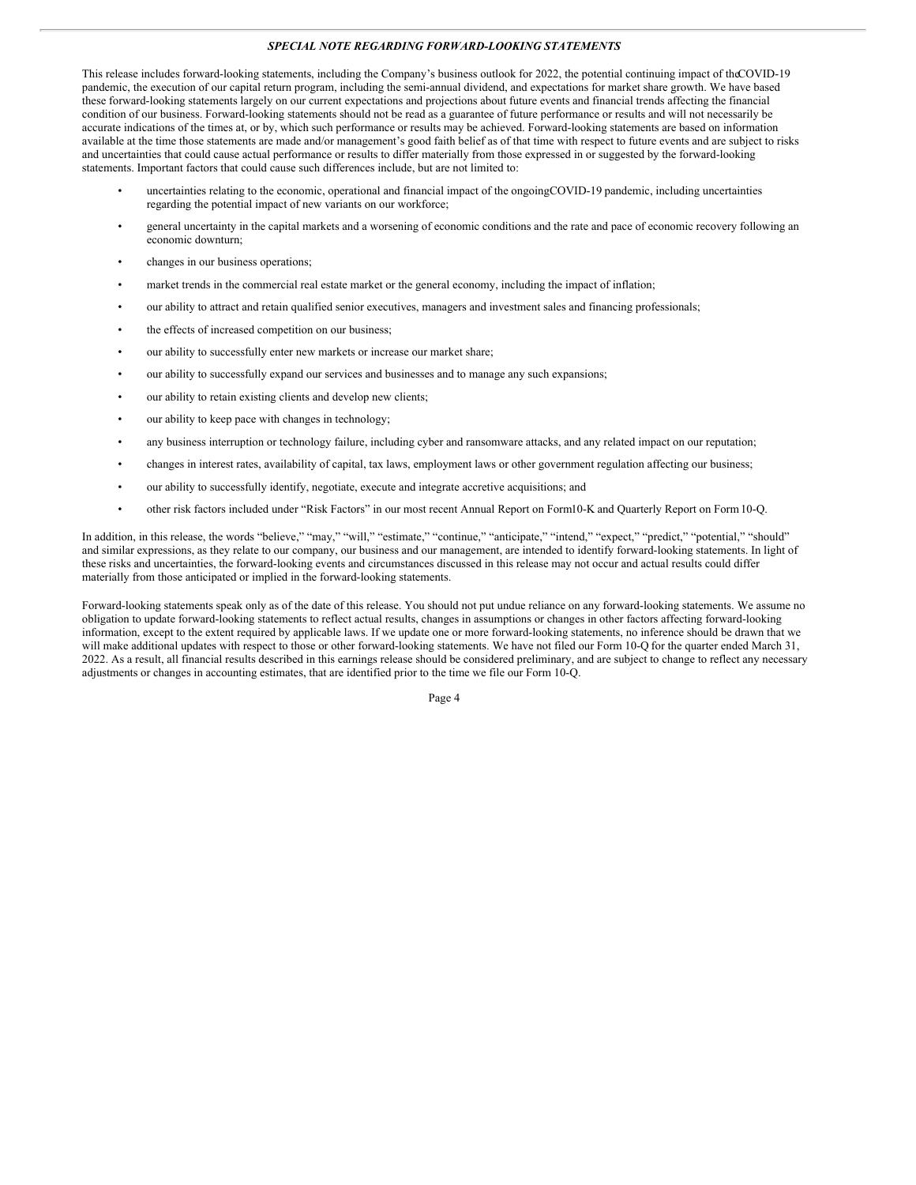## *SPECIAL NOTE REGARDING FORWARD-LOOKING STATEMENTS*

This release includes forward-looking statements, including the Company's business outlook for 2022, the potential continuing impact of the COVID-19 pandemic, the execution of our capital return program, including the semi-annual dividend, and expectations for market share growth. We have based these forward-looking statements largely on our current expectations and projections about future events and financial trends affecting the financial condition of our business. Forward-looking statements should not be read as a guarantee of future performance or results and will not necessarily be accurate indications of the times at, or by, which such performance or results may be achieved. Forward-looking statements are based on information available at the time those statements are made and/or management's good faith belief as of that time with respect to future events and are subject to risks and uncertainties that could cause actual performance or results to differ materially from those expressed in or suggested by the forward-looking statements. Important factors that could cause such differences include, but are not limited to:

- uncertainties relating to the economic, operational and financial impact of the ongoing COVID-19 pandemic, including uncertainties regarding the potential impact of new variants on our workforce;
- general uncertainty in the capital markets and a worsening of economic conditions and the rate and pace of economic recovery following an economic downturn;
- changes in our business operations;
- market trends in the commercial real estate market or the general economy, including the impact of inflation;
- our ability to attract and retain qualified senior executives, managers and investment sales and financing professionals;
- the effects of increased competition on our business;
- our ability to successfully enter new markets or increase our market share;
- our ability to successfully expand our services and businesses and to manage any such expansions;
- our ability to retain existing clients and develop new clients;
- our ability to keep pace with changes in technology;
- any business interruption or technology failure, including cyber and ransomware attacks, and any related impact on our reputation;
- changes in interest rates, availability of capital, tax laws, employment laws or other government regulation affecting our business;
- our ability to successfully identify, negotiate, execute and integrate accretive acquisitions; and
- other risk factors included under "Risk Factors" in our most recent Annual Report on Form 10-K and Quarterly Report on Form 10-Q.

In addition, in this release, the words "believe," "may," "will," "estimate," "continue," "anticipate," "intend," "expect," "predict," "potential," "should" and similar expressions, as they relate to our company, our business and our management, are intended to identify forward-looking statements. In light of these risks and uncertainties, the forward-looking events and circumstances discussed in this release may not occur and actual results could differ materially from those anticipated or implied in the forward-looking statements.

Forward-looking statements speak only as of the date of this release. You should not put undue reliance on any forward-looking statements. We assume no obligation to update forward-looking statements to reflect actual results, changes in assumptions or changes in other factors affecting forward-looking information, except to the extent required by applicable laws. If we update one or more forward-looking statements, no inference should be drawn that we will make additional updates with respect to those or other forward-looking statements. We have not filed our Form 10-Q for the quarter ended March 31, 2022. As a result, all financial results described in this earnings release should be considered preliminary, and are subject to change to reflect any necessary adjustments or changes in accounting estimates, that are identified prior to the time we file our Form 10-Q.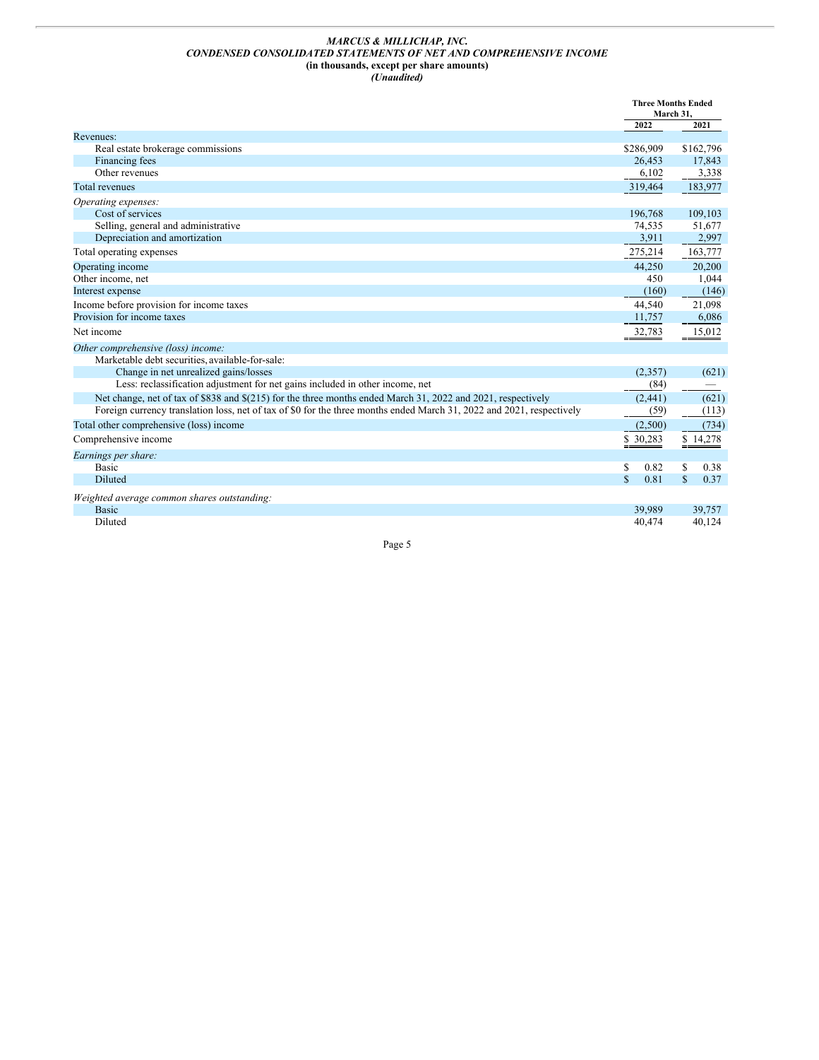*MARCUS & MILLICHAP, INC.*
*CONDENSED CONSOLIDATED STATEMENTS OF NET AND COMPREHENSIVE INCOME*
**(in thousands, except per share amounts)**
*(Unaudited)*

| | Three Months Ended March 31, | |
|---|---|---|
| | 2022 | 2021 |
| Revenues: | | |
| Real estate brokerage commissions | $286,909 | $162,796 |
| Financing fees | 26,453 | 17,843 |
| Other revenues | 6,102 | 3,338 |
| Total revenues | 319,464 | 183,977 |
| *Operating expenses:* | | |
| Cost of services | 196,768 | 109,103 |
| Selling, general and administrative | 74,535 | 51,677 |
| Depreciation and amortization | 3,911 | 2,997 |
| Total operating expenses | 275,214 | 163,777 |
| Operating income | 44,250 | 20,200 |
| Other income, net | 450 | 1,044 |
| Interest expense | (160) | (146) |
| Income before provision for income taxes | 44,540 | 21,098 |
| Provision for income taxes | 11,757 | 6,086 |
| Net income | 32,783 | 15,012 |
| *Other comprehensive (loss) income:* | | |
| Marketable debt securities, available-for-sale: | | |
| Change in net unrealized gains/losses | (2,357) | (621) |
| Less: reclassification adjustment for net gains included in other income, net | (84) | — |
| Net change, net of tax of $838 and $(215) for the three months ended March 31, 2022 and 2021, respectively | (2,441) | (621) |
| Foreign currency translation loss, net of tax of $0 for the three months ended March 31, 2022 and 2021, respectively | (59) | (113) |
| Total other comprehensive (loss) income | (2,500) | (734) |
| Comprehensive income | $ 30,283 | $ 14,278 |
| *Earnings per share:* | | |
| Basic | $ 0.82 | $ 0.38 |
| Diluted | $ 0.81 | $ 0.37 |
| *Weighted average common shares outstanding:* | | |
| Basic | 39,989 | 39,757 |
| Diluted | 40,474 | 40,124 |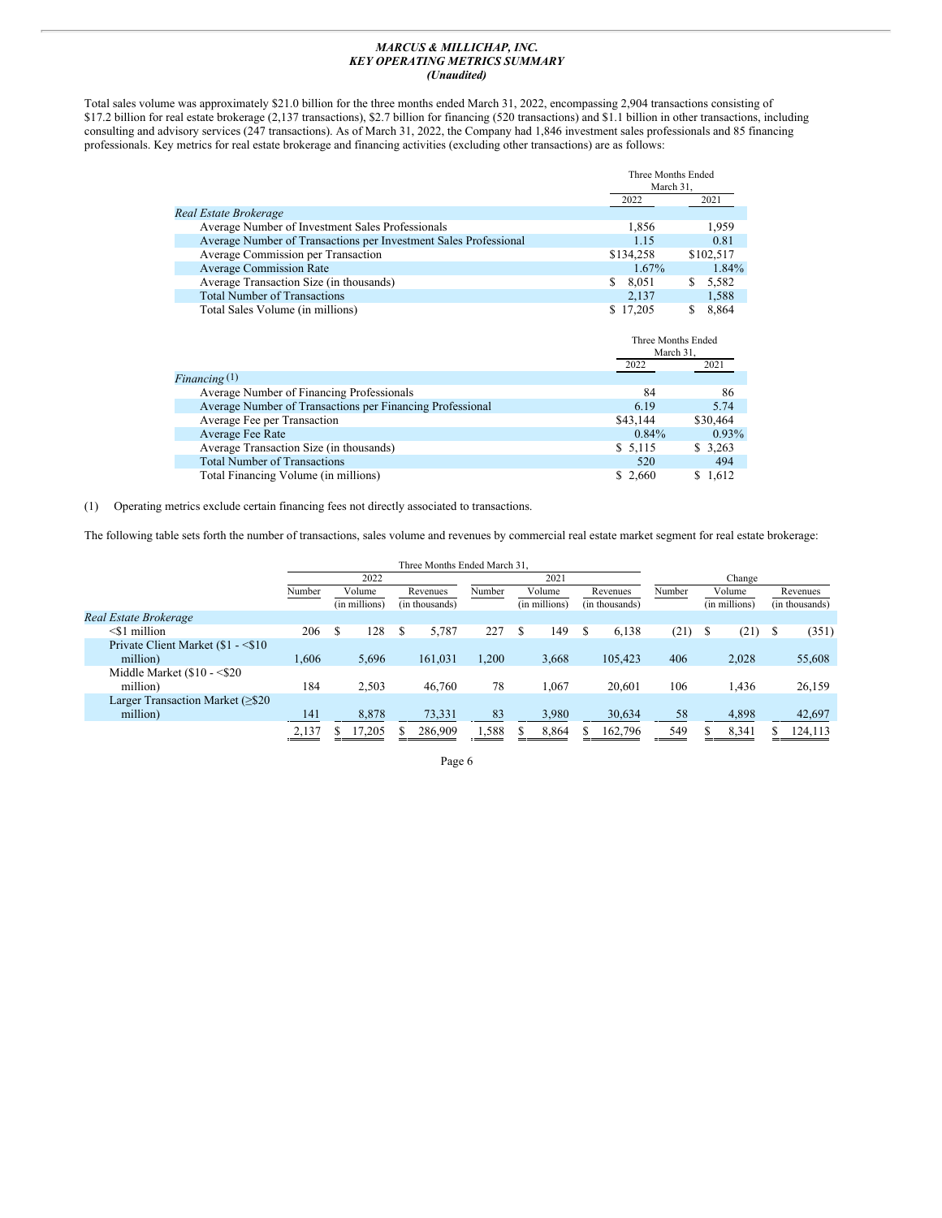**MARCUS & MILLICHAP, INC.**
***KEY OPERATING METRICS SUMMARY***
***(Unaudited)***

Total sales volume was approximately $21.0 billion for the three months ended March 31, 2022, encompassing 2,904 transactions consisting of $17.2 billion for real estate brokerage (2,137 transactions), $2.7 billion for financing (520 transactions) and $1.1 billion in other transactions, including consulting and advisory services (247 transactions). As of March 31, 2022, the Company had 1,846 investment sales professionals and 85 financing professionals. Key metrics for real estate brokerage and financing activities (excluding other transactions) are as follows:

| | Three Months Ended March 31, | |
|---|---|---|
| | 2022 | 2021 |
| *Real Estate Brokerage* | | |
| Average Number of Investment Sales Professionals | 1,856 | 1,959 |
| Average Number of Transactions per Investment Sales Professional | 1.15 | 0.81 |
| Average Commission per Transaction | $134,258 | $102,517 |
| Average Commission Rate | 1.67% | 1.84% |
| Average Transaction Size (in thousands) | $ 8,051 | $ 5,582 |
| Total Number of Transactions | 2,137 | 1,588 |
| Total Sales Volume (in millions) | $ 17,205 | $ 8,864 |

| | Three Months Ended March 31, | |
|---|---|---|
| | 2022 | 2021 |
| *Financing* (1) | | |
| Average Number of Financing Professionals | 84 | 86 |
| Average Number of Transactions per Financing Professional | 6.19 | 5.74 |
| Average Fee per Transaction | $43,144 | $30,464 |
| Average Fee Rate | 0.84% | 0.93% |
| Average Transaction Size (in thousands) | $ 5,115 | $ 3,263 |
| Total Number of Transactions | 520 | 494 |
| Total Financing Volume (in millions) | $ 2,660 | $ 1,612 |

(1) Operating metrics exclude certain financing fees not directly associated to transactions.

The following table sets forth the number of transactions, sales volume and revenues by commercial real estate market segment for real estate brokerage:

| | Three Months Ended March 31, | | | | | | | | |
|---|---|---|---|---|---|---|---|---|---|
| | 2022 | | | 2021 | | | Change | | |
| | Number | Volume (in millions) | Revenues (in thousands) | Number | Volume (in millions) | Revenues (in thousands) | Number | Volume (in millions) | Revenues (in thousands) |
| *Real Estate Brokerage* | | | | | | | | | |
| <$1 million | 206 | $ 128 | $ 5,787 | 227 | $ 149 | $ 6,138 | (21) | $ (21) | $ (351) |
| Private Client Market ($1 - <$10 million) | 1,606 | 5,696 | 161,031 | 1,200 | 3,668 | 105,423 | 406 | 2,028 | 55,608 |
| Middle Market ($10 - <$20 million) | 184 | 2,503 | 46,760 | 78 | 1,067 | 20,601 | 106 | 1,436 | 26,159 |
| Larger Transaction Market (≥$20 million) | 141 | 8,878 | 73,331 | 83 | 3,980 | 30,634 | 58 | 4,898 | 42,697 |
| | 2,137 | $ 17,205 | $ 286,909 | 1,588 | $ 8,864 | $ 162,796 | 549 | $ 8,341 | $ 124,113 |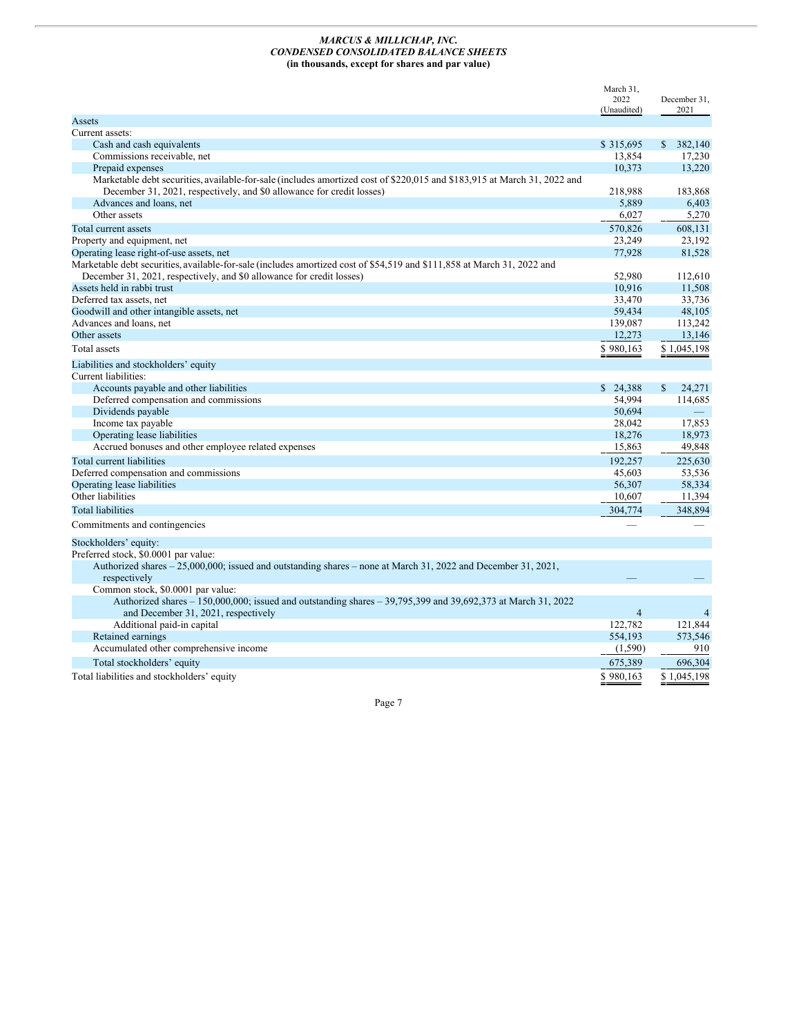# MARCUS & MILLICHAP, INC.

## CONDENSED CONSOLIDATED BALANCE SHEETS

**(in thousands, except for shares and par value)**

| | March 31, 2022 (Unaudited) | December 31, 2021 |
|---|---|---|
| Assets | | |
| Current assets: | | |
| Cash and cash equivalents | $ 315,695 | $ 382,140 |
| Commissions receivable, net | 13,854 | 17,230 |
| Prepaid expenses | 10,373 | 13,220 |
| Marketable debt securities, available-for-sale (includes amortized cost of $220,015 and $183,915 at March 31, 2022 and December 31, 2021, respectively, and $0 allowance for credit losses) | 218,988 | 183,868 |
| Advances and loans, net | 5,889 | 6,403 |
| Other assets | 6,027 | 5,270 |
| Total current assets | 570,826 | 608,131 |
| Property and equipment, net | 23,249 | 23,192 |
| Operating lease right-of-use assets, net | 77,928 | 81,528 |
| Marketable debt securities, available-for-sale (includes amortized cost of $54,519 and $111,858 at March 31, 2022 and December 31, 2021, respectively, and $0 allowance for credit losses) | 52,980 | 112,610 |
| Assets held in rabbi trust | 10,916 | 11,508 |
| Deferred tax assets, net | 33,470 | 33,736 |
| Goodwill and other intangible assets, net | 59,434 | 48,105 |
| Advances and loans, net | 139,087 | 113,242 |
| Other assets | 12,273 | 13,146 |
| Total assets | $ 980,163 | $ 1,045,198 |
| Liabilities and stockholders' equity | | |
| Current liabilities: | | |
| Accounts payable and other liabilities | $ 24,388 | $ 24,271 |
| Deferred compensation and commissions | 54,994 | 114,685 |
| Dividends payable | 50,694 | — |
| Income tax payable | 28,042 | 17,853 |
| Operating lease liabilities | 18,276 | 18,973 |
| Accrued bonuses and other employee related expenses | 15,863 | 49,848 |
| Total current liabilities | 192,257 | 225,630 |
| Deferred compensation and commissions | 45,603 | 53,536 |
| Operating lease liabilities | 56,307 | 58,334 |
| Other liabilities | 10,607 | 11,394 |
| Total liabilities | 304,774 | 348,894 |
| Commitments and contingencies | — | — |
| Stockholders' equity: | | |
| Preferred stock, $0.0001 par value: | | |
| Authorized shares – 25,000,000; issued and outstanding shares – none at March 31, 2022 and December 31, 2021, respectively | — | — |
| Common stock, $0.0001 par value: | | |
| Authorized shares – 150,000,000; issued and outstanding shares – 39,795,399 and 39,692,373 at March 31, 2022 and December 31, 2021, respectively | 4 | 4 |
| Additional paid-in capital | 122,782 | 121,844 |
| Retained earnings | 554,193 | 573,546 |
| Accumulated other comprehensive income | (1,590) | 910 |
| Total stockholders' equity | 675,389 | 696,304 |
| Total liabilities and stockholders' equity | $ 980,163 | $ 1,045,198 |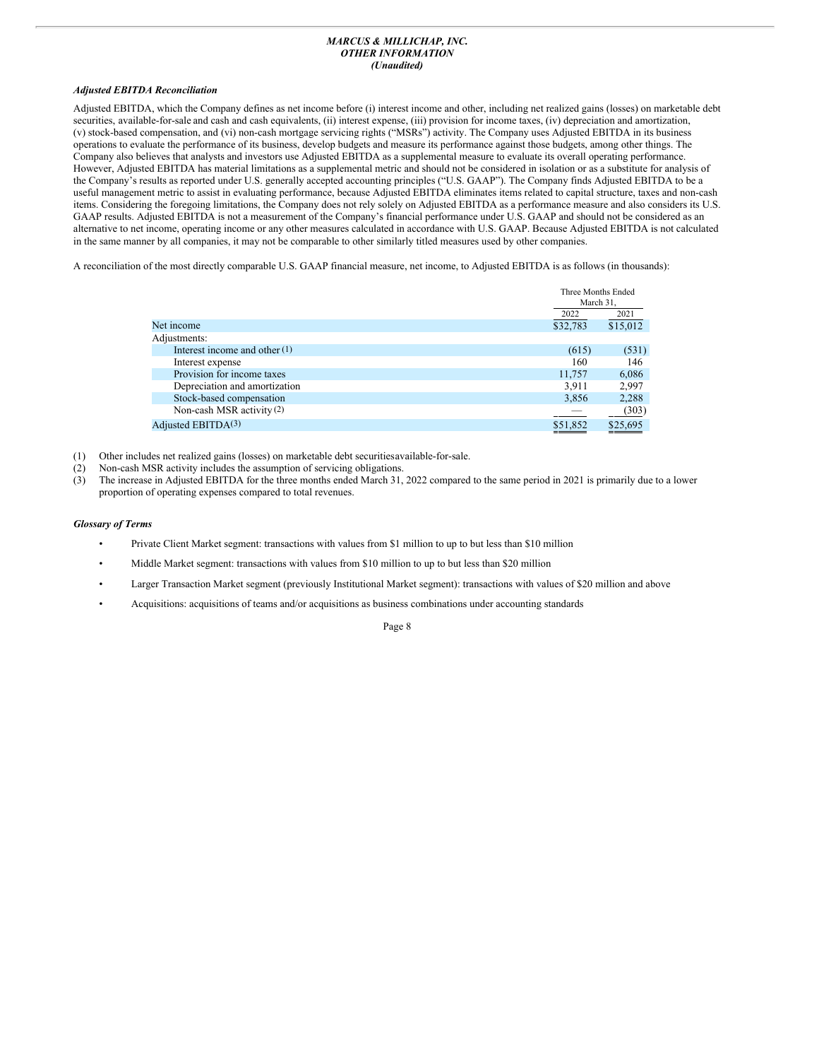*MARCUS & MILLICHAP, INC.*
*OTHER INFORMATION*
*(Unaudited)*

***Adjusted EBITDA Reconciliation***

Adjusted EBITDA, which the Company defines as net income before (i) interest income and other, including net realized gains (losses) on marketable debt securities, available-for-sale and cash and cash equivalents, (ii) interest expense, (iii) provision for income taxes, (iv) depreciation and amortization, (v) stock-based compensation, and (vi) non-cash mortgage servicing rights ("MSRs") activity. The Company uses Adjusted EBITDA in its business operations to evaluate the performance of its business, develop budgets and measure its performance against those budgets, among other things. The Company also believes that analysts and investors use Adjusted EBITDA as a supplemental measure to evaluate its overall operating performance. However, Adjusted EBITDA has material limitations as a supplemental metric and should not be considered in isolation or as a substitute for analysis of the Company's results as reported under U.S. generally accepted accounting principles ("U.S. GAAP"). The Company finds Adjusted EBITDA to be a useful management metric to assist in evaluating performance, because Adjusted EBITDA eliminates items related to capital structure, taxes and non-cash items. Considering the foregoing limitations, the Company does not rely solely on Adjusted EBITDA as a performance measure and also considers its U.S. GAAP results. Adjusted EBITDA is not a measurement of the Company's financial performance under U.S. GAAP and should not be considered as an alternative to net income, operating income or any other measures calculated in accordance with U.S. GAAP. Because Adjusted EBITDA is not calculated in the same manner by all companies, it may not be comparable to other similarly titled measures used by other companies.

A reconciliation of the most directly comparable U.S. GAAP financial measure, net income, to Adjusted EBITDA is as follows (in thousands):

| | Three Months Ended March 31, | |
|---|---|---|
| | 2022 | 2021 |
| Net income | $32,783 | $15,012 |
| Adjustments: | | |
| Interest income and other [1] | (615) | (531) |
| Interest expense | 160 | 146 |
| Provision for income taxes | 11,757 | 6,086 |
| Depreciation and amortization | 3,911 | 2,997 |
| Stock-based compensation | 3,856 | 2,288 |
| Non-cash MSR activity [2] | — | (303) |
| Adjusted EBITDA[3] | $51,852 | $25,695 |

(1) Other includes net realized gains (losses) on marketable debt securitiesavailable-for-sale.
(2) Non-cash MSR activity includes the assumption of servicing obligations.
(3) The increase in Adjusted EBITDA for the three months ended March 31, 2022 compared to the same period in 2021 is primarily due to a lower proportion of operating expenses compared to total revenues.

***Glossary of Terms***

- Private Client Market segment: transactions with values from $1 million to up to but less than $10 million
- Middle Market segment: transactions with values from $10 million to up to but less than $20 million
- Larger Transaction Market segment (previously Institutional Market segment): transactions with values of $20 million and above
- Acquisitions: acquisitions of teams and/or acquisitions as business combinations under accounting standards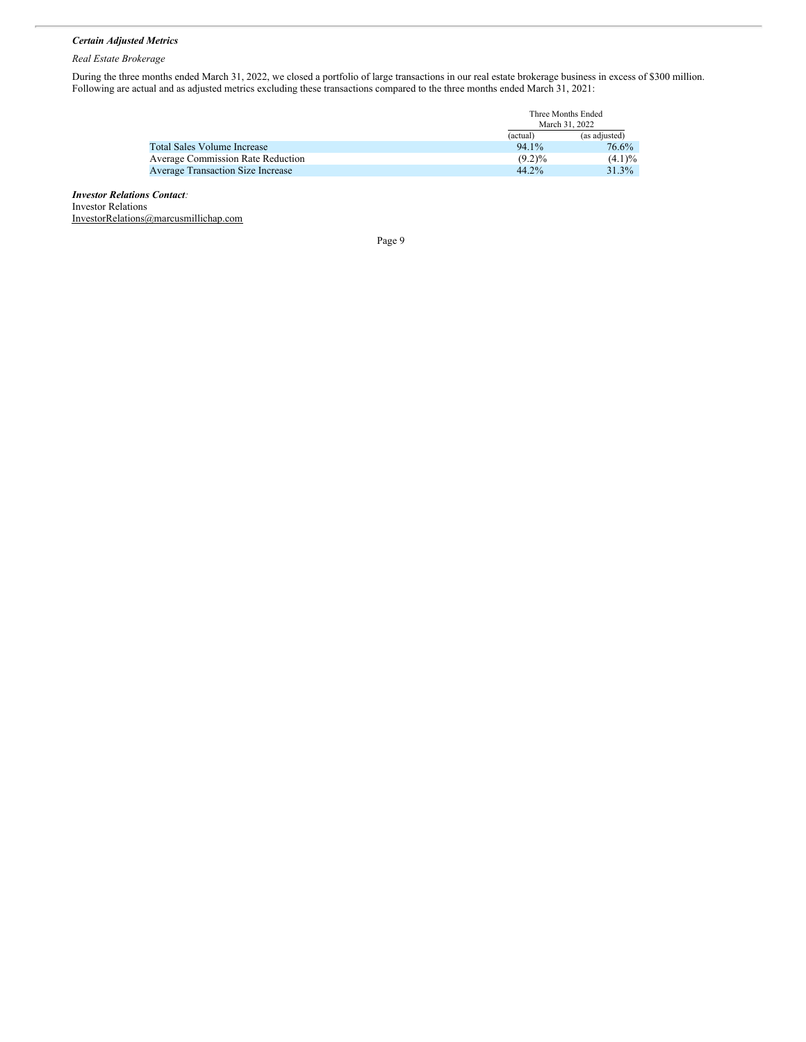***Certain Adjusted Metrics***

*Real Estate Brokerage*

During the three months ended March 31, 2022, we closed a portfolio of large transactions in our real estate brokerage business in excess of $300 million. Following are actual and as adjusted metrics excluding these transactions compared to the three months ended March 31, 2021:

| | Three Months Ended March 31, 2022 | |
|---|---|---|
| | (actual) | (as adjusted) |
| Total Sales Volume Increase | 94.1% | 76.6% |
| Average Commission Rate Reduction | (9.2)% | (4.1)% |
| Average Transaction Size Increase | 44.2% | 31.3% |

***Investor Relations Contact****:*
Investor Relations
InvestorRelations@marcusmillichap.com